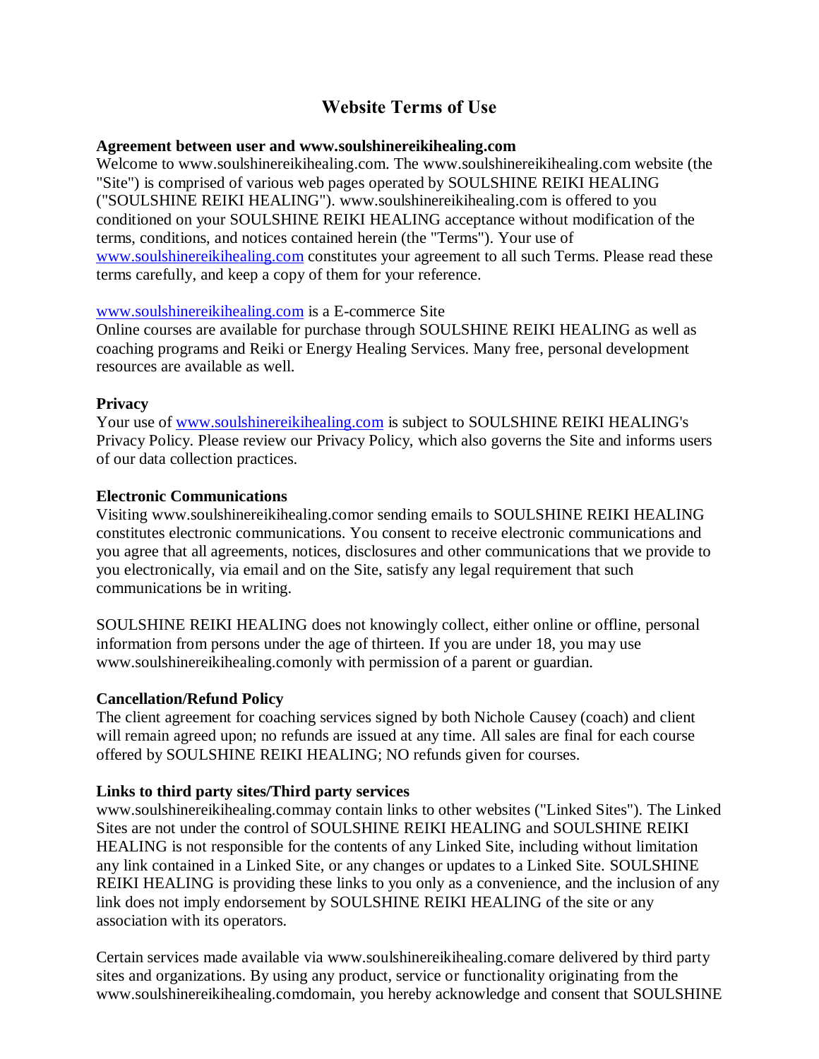# Website Terms of Use

**Agreement between user and www.soulshinereikihealing.com**

Welcome to www.soulshinereikihealing.com. The www.soulshinereikihealing.com website (the "Site") is comprised of various web pages operated by SOULSHINE REIKI HEALING ("SOULSHINE REIKI HEALING"). www.soulshinereikihealing.com is offered to you conditioned on your SOULSHINE REIKI HEALING acceptance without modification of the terms, conditions, and notices contained herein (the "Terms"). Your use of www.soulshinereikihealing.com constitutes your agreement to all such Terms. Please read these terms carefully, and keep a copy of them for your reference.

www.soulshinereikihealing.com is a E-commerce Site

Online courses are available for purchase through SOULSHINE REIKI HEALING as well as coaching programs and Reiki or Energy Healing Services. Many free, personal development resources are available as well.

**Privacy**

Your use of www.soulshinereikihealing.com is subject to SOULSHINE REIKI HEALING's Privacy Policy. Please review our Privacy Policy, which also governs the Site and informs users of our data collection practices.

**Electronic Communications**

Visiting www.soulshinereikihealing.comor sending emails to SOULSHINE REIKI HEALING constitutes electronic communications. You consent to receive electronic communications and you agree that all agreements, notices, disclosures and other communications that we provide to you electronically, via email and on the Site, satisfy any legal requirement that such communications be in writing.

SOULSHINE REIKI HEALING does not knowingly collect, either online or offline, personal information from persons under the age of thirteen. If you are under 18, you may use www.soulshinereikihealing.comonly with permission of a parent or guardian.

**Cancellation/Refund Policy**

The client agreement for coaching services signed by both Nichole Causey (coach) and client will remain agreed upon; no refunds are issued at any time. All sales are final for each course offered by SOULSHINE REIKI HEALING; NO refunds given for courses.

**Links to third party sites/Third party services**

www.soulshinereikihealing.commay contain links to other websites ("Linked Sites"). The Linked Sites are not under the control of SOULSHINE REIKI HEALING and SOULSHINE REIKI HEALING is not responsible for the contents of any Linked Site, including without limitation any link contained in a Linked Site, or any changes or updates to a Linked Site. SOULSHINE REIKI HEALING is providing these links to you only as a convenience, and the inclusion of any link does not imply endorsement by SOULSHINE REIKI HEALING of the site or any association with its operators.

Certain services made available via www.soulshinereikihealing.comare delivered by third party sites and organizations. By using any product, service or functionality originating from the www.soulshinereikihealing.comdomain, you hereby acknowledge and consent that SOULSHINE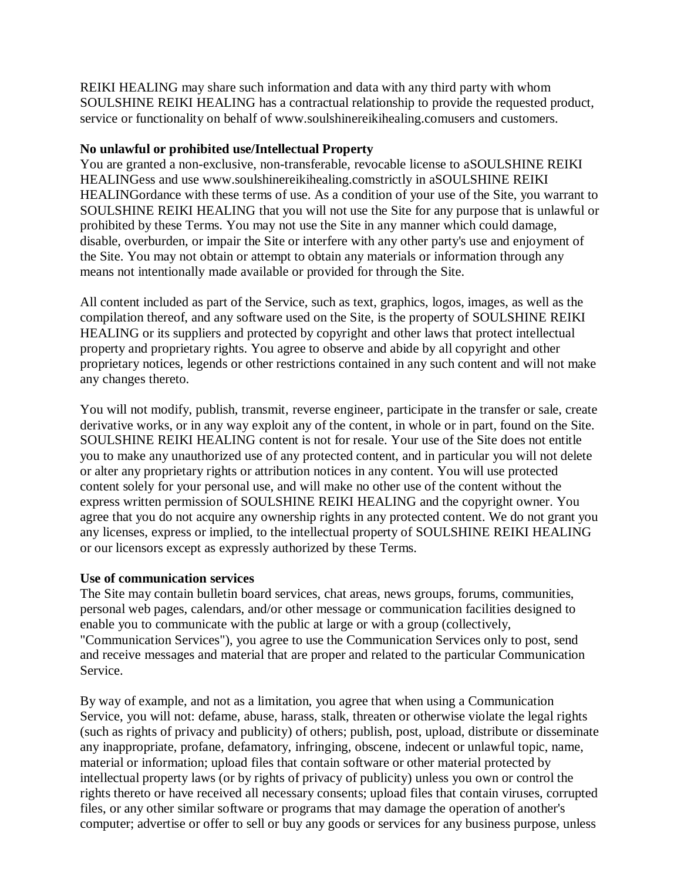REIKI HEALING may share such information and data with any third party with whom SOULSHINE REIKI HEALING has a contractual relationship to provide the requested product, service or functionality on behalf of www.soulshinereikihealing.comusers and customers.

**No unlawful or prohibited use/Intellectual Property**
You are granted a non-exclusive, non-transferable, revocable license to aSOULSHINE REIKI HEALINGess and use www.soulshinereikihealing.comstrictly in aSOULSHINE REIKI HEALINGordance with these terms of use. As a condition of your use of the Site, you warrant to SOULSHINE REIKI HEALING that you will not use the Site for any purpose that is unlawful or prohibited by these Terms. You may not use the Site in any manner which could damage, disable, overburden, or impair the Site or interfere with any other party's use and enjoyment of the Site. You may not obtain or attempt to obtain any materials or information through any means not intentionally made available or provided for through the Site.

All content included as part of the Service, such as text, graphics, logos, images, as well as the compilation thereof, and any software used on the Site, is the property of SOULSHINE REIKI HEALING or its suppliers and protected by copyright and other laws that protect intellectual property and proprietary rights. You agree to observe and abide by all copyright and other proprietary notices, legends or other restrictions contained in any such content and will not make any changes thereto.

You will not modify, publish, transmit, reverse engineer, participate in the transfer or sale, create derivative works, or in any way exploit any of the content, in whole or in part, found on the Site. SOULSHINE REIKI HEALING content is not for resale. Your use of the Site does not entitle you to make any unauthorized use of any protected content, and in particular you will not delete or alter any proprietary rights or attribution notices in any content. You will use protected content solely for your personal use, and will make no other use of the content without the express written permission of SOULSHINE REIKI HEALING and the copyright owner. You agree that you do not acquire any ownership rights in any protected content. We do not grant you any licenses, express or implied, to the intellectual property of SOULSHINE REIKI HEALING or our licensors except as expressly authorized by these Terms.

**Use of communication services**
The Site may contain bulletin board services, chat areas, news groups, forums, communities, personal web pages, calendars, and/or other message or communication facilities designed to enable you to communicate with the public at large or with a group (collectively, "Communication Services"), you agree to use the Communication Services only to post, send and receive messages and material that are proper and related to the particular Communication Service.

By way of example, and not as a limitation, you agree that when using a Communication Service, you will not: defame, abuse, harass, stalk, threaten or otherwise violate the legal rights (such as rights of privacy and publicity) of others; publish, post, upload, distribute or disseminate any inappropriate, profane, defamatory, infringing, obscene, indecent or unlawful topic, name, material or information; upload files that contain software or other material protected by intellectual property laws (or by rights of privacy of publicity) unless you own or control the rights thereto or have received all necessary consents; upload files that contain viruses, corrupted files, or any other similar software or programs that may damage the operation of another's computer; advertise or offer to sell or buy any goods or services for any business purpose, unless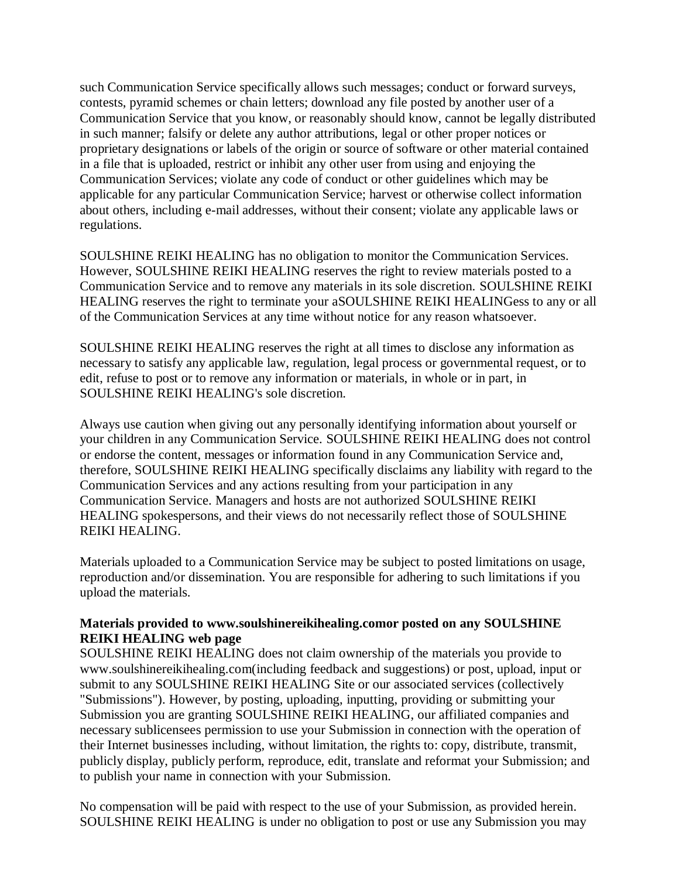such Communication Service specifically allows such messages; conduct or forward surveys, contests, pyramid schemes or chain letters; download any file posted by another user of a Communication Service that you know, or reasonably should know, cannot be legally distributed in such manner; falsify or delete any author attributions, legal or other proper notices or proprietary designations or labels of the origin or source of software or other material contained in a file that is uploaded, restrict or inhibit any other user from using and enjoying the Communication Services; violate any code of conduct or other guidelines which may be applicable for any particular Communication Service; harvest or otherwise collect information about others, including e-mail addresses, without their consent; violate any applicable laws or regulations.

SOULSHINE REIKI HEALING has no obligation to monitor the Communication Services. However, SOULSHINE REIKI HEALING reserves the right to review materials posted to a Communication Service and to remove any materials in its sole discretion. SOULSHINE REIKI HEALING reserves the right to terminate your aSOULSHINE REIKI HEALINGess to any or all of the Communication Services at any time without notice for any reason whatsoever.

SOULSHINE REIKI HEALING reserves the right at all times to disclose any information as necessary to satisfy any applicable law, regulation, legal process or governmental request, or to edit, refuse to post or to remove any information or materials, in whole or in part, in SOULSHINE REIKI HEALING's sole discretion.

Always use caution when giving out any personally identifying information about yourself or your children in any Communication Service. SOULSHINE REIKI HEALING does not control or endorse the content, messages or information found in any Communication Service and, therefore, SOULSHINE REIKI HEALING specifically disclaims any liability with regard to the Communication Services and any actions resulting from your participation in any Communication Service. Managers and hosts are not authorized SOULSHINE REIKI HEALING spokespersons, and their views do not necessarily reflect those of SOULSHINE REIKI HEALING.

Materials uploaded to a Communication Service may be subject to posted limitations on usage, reproduction and/or dissemination. You are responsible for adhering to such limitations if you upload the materials.

**Materials provided to www.soulshinereikihealing.comor posted on any SOULSHINE REIKI HEALING web page**

SOULSHINE REIKI HEALING does not claim ownership of the materials you provide to www.soulshinereikihealing.com(including feedback and suggestions) or post, upload, input or submit to any SOULSHINE REIKI HEALING Site or our associated services (collectively "Submissions"). However, by posting, uploading, inputting, providing or submitting your Submission you are granting SOULSHINE REIKI HEALING, our affiliated companies and necessary sublicensees permission to use your Submission in connection with the operation of their Internet businesses including, without limitation, the rights to: copy, distribute, transmit, publicly display, publicly perform, reproduce, edit, translate and reformat your Submission; and to publish your name in connection with your Submission.

No compensation will be paid with respect to the use of your Submission, as provided herein. SOULSHINE REIKI HEALING is under no obligation to post or use any Submission you may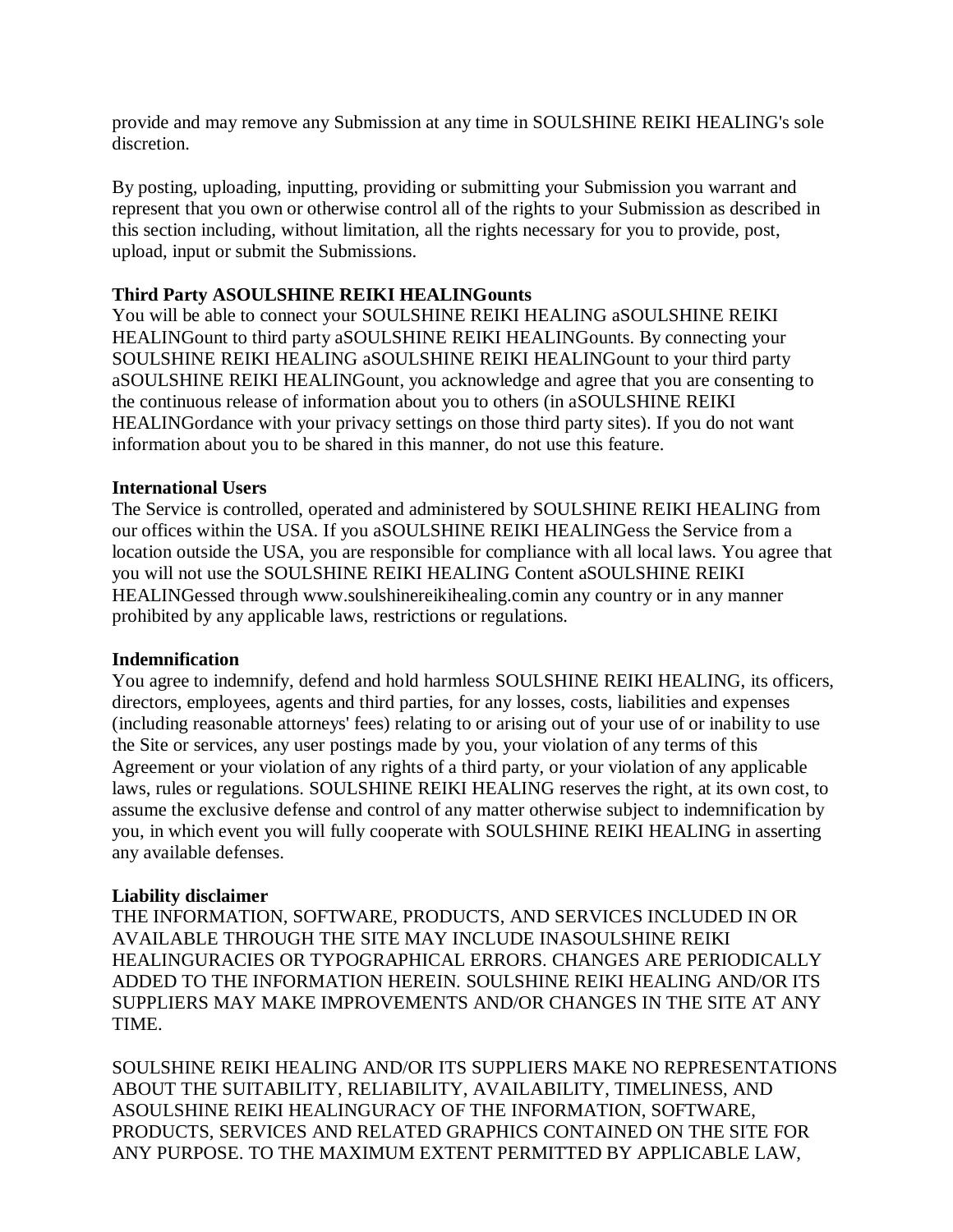provide and may remove any Submission at any time in SOULSHINE REIKI HEALING's sole discretion.

By posting, uploading, inputting, providing or submitting your Submission you warrant and represent that you own or otherwise control all of the rights to your Submission as described in this section including, without limitation, all the rights necessary for you to provide, post, upload, input or submit the Submissions.

**Third Party ASOULSHINE REIKI HEALINGounts**

You will be able to connect your SOULSHINE REIKI HEALING aSOULSHINE REIKI HEALINGount to third party aSOULSHINE REIKI HEALINGounts. By connecting your SOULSHINE REIKI HEALING aSOULSHINE REIKI HEALINGount to your third party aSOULSHINE REIKI HEALINGount, you acknowledge and agree that you are consenting to the continuous release of information about you to others (in aSOULSHINE REIKI HEALINGordance with your privacy settings on those third party sites). If you do not want information about you to be shared in this manner, do not use this feature.

**International Users**

The Service is controlled, operated and administered by SOULSHINE REIKI HEALING from our offices within the USA. If you aSOULSHINE REIKI HEALINGess the Service from a location outside the USA, you are responsible for compliance with all local laws. You agree that you will not use the SOULSHINE REIKI HEALING Content aSOULSHINE REIKI HEALINGessed through www.soulshinereikihealing.comin any country or in any manner prohibited by any applicable laws, restrictions or regulations.

**Indemnification**

You agree to indemnify, defend and hold harmless SOULSHINE REIKI HEALING, its officers, directors, employees, agents and third parties, for any losses, costs, liabilities and expenses (including reasonable attorneys' fees) relating to or arising out of your use of or inability to use the Site or services, any user postings made by you, your violation of any terms of this Agreement or your violation of any rights of a third party, or your violation of any applicable laws, rules or regulations. SOULSHINE REIKI HEALING reserves the right, at its own cost, to assume the exclusive defense and control of any matter otherwise subject to indemnification by you, in which event you will fully cooperate with SOULSHINE REIKI HEALING in asserting any available defenses.

**Liability disclaimer**

THE INFORMATION, SOFTWARE, PRODUCTS, AND SERVICES INCLUDED IN OR AVAILABLE THROUGH THE SITE MAY INCLUDE INASOULSHINE REIKI HEALINGURACIES OR TYPOGRAPHICAL ERRORS. CHANGES ARE PERIODICALLY ADDED TO THE INFORMATION HEREIN. SOULSHINE REIKI HEALING AND/OR ITS SUPPLIERS MAY MAKE IMPROVEMENTS AND/OR CHANGES IN THE SITE AT ANY TIME.

SOULSHINE REIKI HEALING AND/OR ITS SUPPLIERS MAKE NO REPRESENTATIONS ABOUT THE SUITABILITY, RELIABILITY, AVAILABILITY, TIMELINESS, AND ASOULSHINE REIKI HEALINGURACY OF THE INFORMATION, SOFTWARE, PRODUCTS, SERVICES AND RELATED GRAPHICS CONTAINED ON THE SITE FOR ANY PURPOSE. TO THE MAXIMUM EXTENT PERMITTED BY APPLICABLE LAW,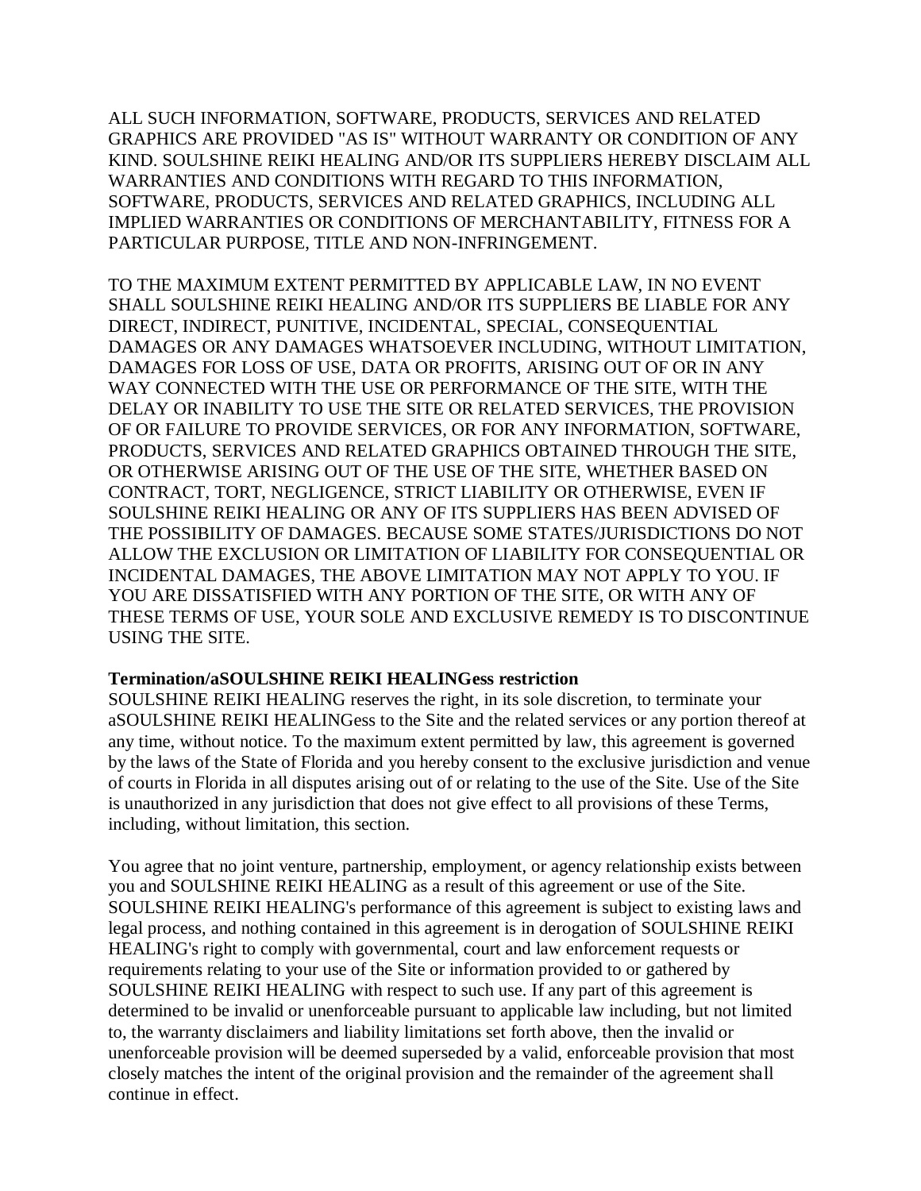ALL SUCH INFORMATION, SOFTWARE, PRODUCTS, SERVICES AND RELATED GRAPHICS ARE PROVIDED "AS IS" WITHOUT WARRANTY OR CONDITION OF ANY KIND. SOULSHINE REIKI HEALING AND/OR ITS SUPPLIERS HEREBY DISCLAIM ALL WARRANTIES AND CONDITIONS WITH REGARD TO THIS INFORMATION, SOFTWARE, PRODUCTS, SERVICES AND RELATED GRAPHICS, INCLUDING ALL IMPLIED WARRANTIES OR CONDITIONS OF MERCHANTABILITY, FITNESS FOR A PARTICULAR PURPOSE, TITLE AND NON-INFRINGEMENT.

TO THE MAXIMUM EXTENT PERMITTED BY APPLICABLE LAW, IN NO EVENT SHALL SOULSHINE REIKI HEALING AND/OR ITS SUPPLIERS BE LIABLE FOR ANY DIRECT, INDIRECT, PUNITIVE, INCIDENTAL, SPECIAL, CONSEQUENTIAL DAMAGES OR ANY DAMAGES WHATSOEVER INCLUDING, WITHOUT LIMITATION, DAMAGES FOR LOSS OF USE, DATA OR PROFITS, ARISING OUT OF OR IN ANY WAY CONNECTED WITH THE USE OR PERFORMANCE OF THE SITE, WITH THE DELAY OR INABILITY TO USE THE SITE OR RELATED SERVICES, THE PROVISION OF OR FAILURE TO PROVIDE SERVICES, OR FOR ANY INFORMATION, SOFTWARE, PRODUCTS, SERVICES AND RELATED GRAPHICS OBTAINED THROUGH THE SITE, OR OTHERWISE ARISING OUT OF THE USE OF THE SITE, WHETHER BASED ON CONTRACT, TORT, NEGLIGENCE, STRICT LIABILITY OR OTHERWISE, EVEN IF SOULSHINE REIKI HEALING OR ANY OF ITS SUPPLIERS HAS BEEN ADVISED OF THE POSSIBILITY OF DAMAGES. BECAUSE SOME STATES/JURISDICTIONS DO NOT ALLOW THE EXCLUSION OR LIMITATION OF LIABILITY FOR CONSEQUENTIAL OR INCIDENTAL DAMAGES, THE ABOVE LIMITATION MAY NOT APPLY TO YOU. IF YOU ARE DISSATISFIED WITH ANY PORTION OF THE SITE, OR WITH ANY OF THESE TERMS OF USE, YOUR SOLE AND EXCLUSIVE REMEDY IS TO DISCONTINUE USING THE SITE.

**Termination/aSOULSHINE REIKI HEALINGess restriction**
SOULSHINE REIKI HEALING reserves the right, in its sole discretion, to terminate your aSOULSHINE REIKI HEALINGess to the Site and the related services or any portion thereof at any time, without notice. To the maximum extent permitted by law, this agreement is governed by the laws of the State of Florida and you hereby consent to the exclusive jurisdiction and venue of courts in Florida in all disputes arising out of or relating to the use of the Site. Use of the Site is unauthorized in any jurisdiction that does not give effect to all provisions of these Terms, including, without limitation, this section.

You agree that no joint venture, partnership, employment, or agency relationship exists between you and SOULSHINE REIKI HEALING as a result of this agreement or use of the Site. SOULSHINE REIKI HEALING's performance of this agreement is subject to existing laws and legal process, and nothing contained in this agreement is in derogation of SOULSHINE REIKI HEALING's right to comply with governmental, court and law enforcement requests or requirements relating to your use of the Site or information provided to or gathered by SOULSHINE REIKI HEALING with respect to such use. If any part of this agreement is determined to be invalid or unenforceable pursuant to applicable law including, but not limited to, the warranty disclaimers and liability limitations set forth above, then the invalid or unenforceable provision will be deemed superseded by a valid, enforceable provision that most closely matches the intent of the original provision and the remainder of the agreement shall continue in effect.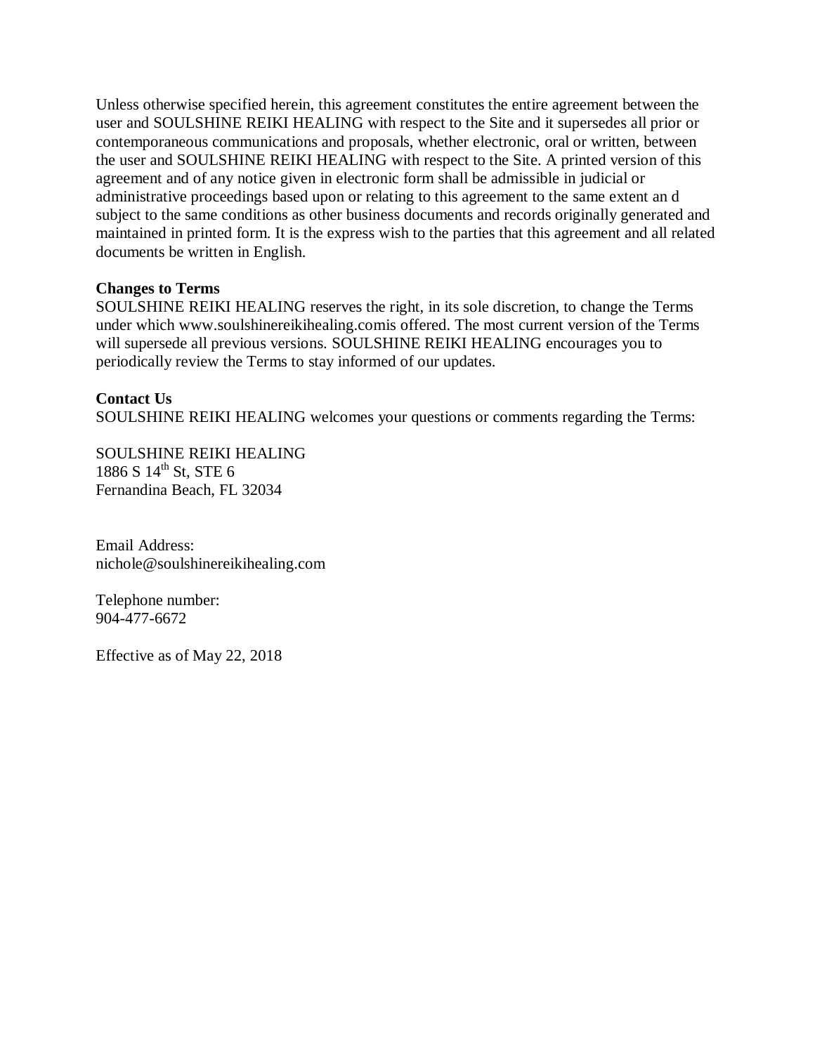Unless otherwise specified herein, this agreement constitutes the entire agreement between the user and SOULSHINE REIKI HEALING with respect to the Site and it supersedes all prior or contemporaneous communications and proposals, whether electronic, oral or written, between the user and SOULSHINE REIKI HEALING with respect to the Site. A printed version of this agreement and of any notice given in electronic form shall be admissible in judicial or administrative proceedings based upon or relating to this agreement to the same extent an d subject to the same conditions as other business documents and records originally generated and maintained in printed form. It is the express wish to the parties that this agreement and all related documents be written in English.

**Changes to Terms**

SOULSHINE REIKI HEALING reserves the right, in its sole discretion, to change the Terms under which www.soulshinereikihealing.comis offered. The most current version of the Terms will supersede all previous versions. SOULSHINE REIKI HEALING encourages you to periodically review the Terms to stay informed of our updates.

**Contact Us**

SOULSHINE REIKI HEALING welcomes your questions or comments regarding the Terms:

SOULSHINE REIKI HEALING
1886 S 14th St, STE 6
Fernandina Beach, FL 32034

Email Address:
nichole@soulshinereikihealing.com

Telephone number:
904-477-6672

Effective as of May 22, 2018